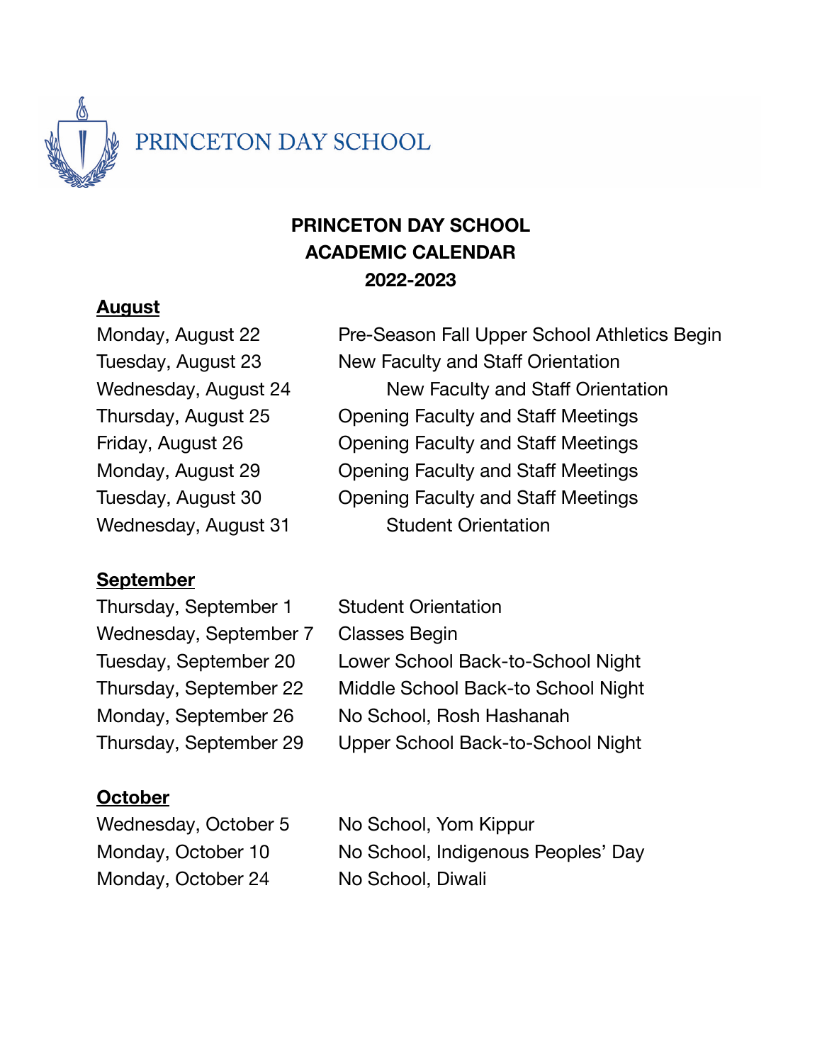PRINCETON DAY SCHOOL

# PRINCETON DAY SCHOOL ACADEMIC CALENDAR 2022-2023

## August

| | |
|---|---|
| Monday, August 22 | Pre-Season Fall Upper School Athletics Begin |
| Tuesday, August 23 | New Faculty and Staff Orientation |
| Wednesday, August 24 | New Faculty and Staff Orientation |
| Thursday, August 25 | Opening Faculty and Staff Meetings |
| Friday, August 26 | Opening Faculty and Staff Meetings |
| Monday, August 29 | Opening Faculty and Staff Meetings |
| Tuesday, August 30 | Opening Faculty and Staff Meetings |
| Wednesday, August 31 | Student Orientation |

## September

| | |
|---|---|
| Thursday, September 1 | Student Orientation |
| Wednesday, September 7 | Classes Begin |
| Tuesday, September 20 | Lower School Back-to-School Night |
| Thursday, September 22 | Middle School Back-to School Night |
| Monday, September 26 | No School, Rosh Hashanah |
| Thursday, September 29 | Upper School Back-to-School Night |

## October

| | |
|---|---|
| Wednesday, October 5 | No School, Yom Kippur |
| Monday, October 10 | No School, Indigenous Peoples' Day |
| Monday, October 24 | No School, Diwali |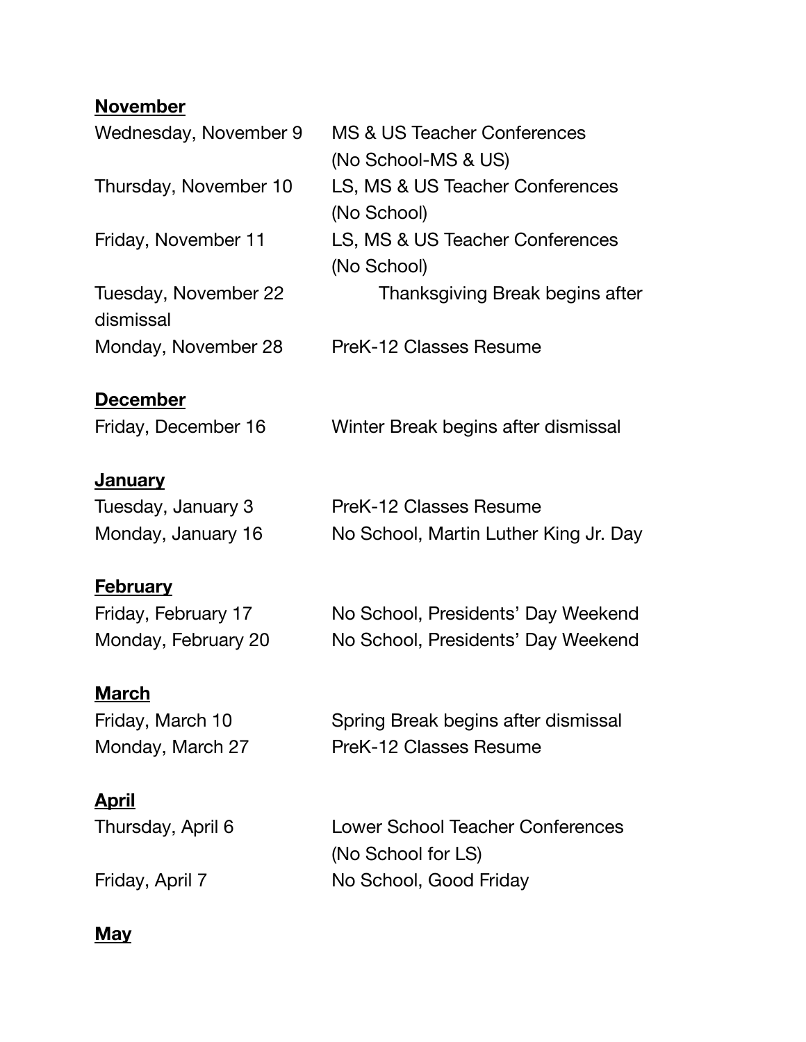**November**

| | |
|---|---|
| Wednesday, November 9 | MS & US Teacher Conferences (No School-MS & US) |
| Thursday, November 10 | LS, MS & US Teacher Conferences (No School) |
| Friday, November 11 | LS, MS & US Teacher Conferences (No School) |
| Tuesday, November 22 | Thanksgiving Break begins after dismissal |
| Monday, November 28 | PreK-12 Classes Resume |

**December**

| | |
|---|---|
| Friday, December 16 | Winter Break begins after dismissal |

**January**

| | |
|---|---|
| Tuesday, January 3 | PreK-12 Classes Resume |
| Monday, January 16 | No School, Martin Luther King Jr. Day |

**February**

| | |
|---|---|
| Friday, February 17 | No School, Presidents' Day Weekend |
| Monday, February 20 | No School, Presidents' Day Weekend |

**March**

| | |
|---|---|
| Friday, March 10 | Spring Break begins after dismissal |
| Monday, March 27 | PreK-12 Classes Resume |

**April**

| | |
|---|---|
| Thursday, April 6 | Lower School Teacher Conferences (No School for LS) |
| Friday, April 7 | No School, Good Friday |

**May**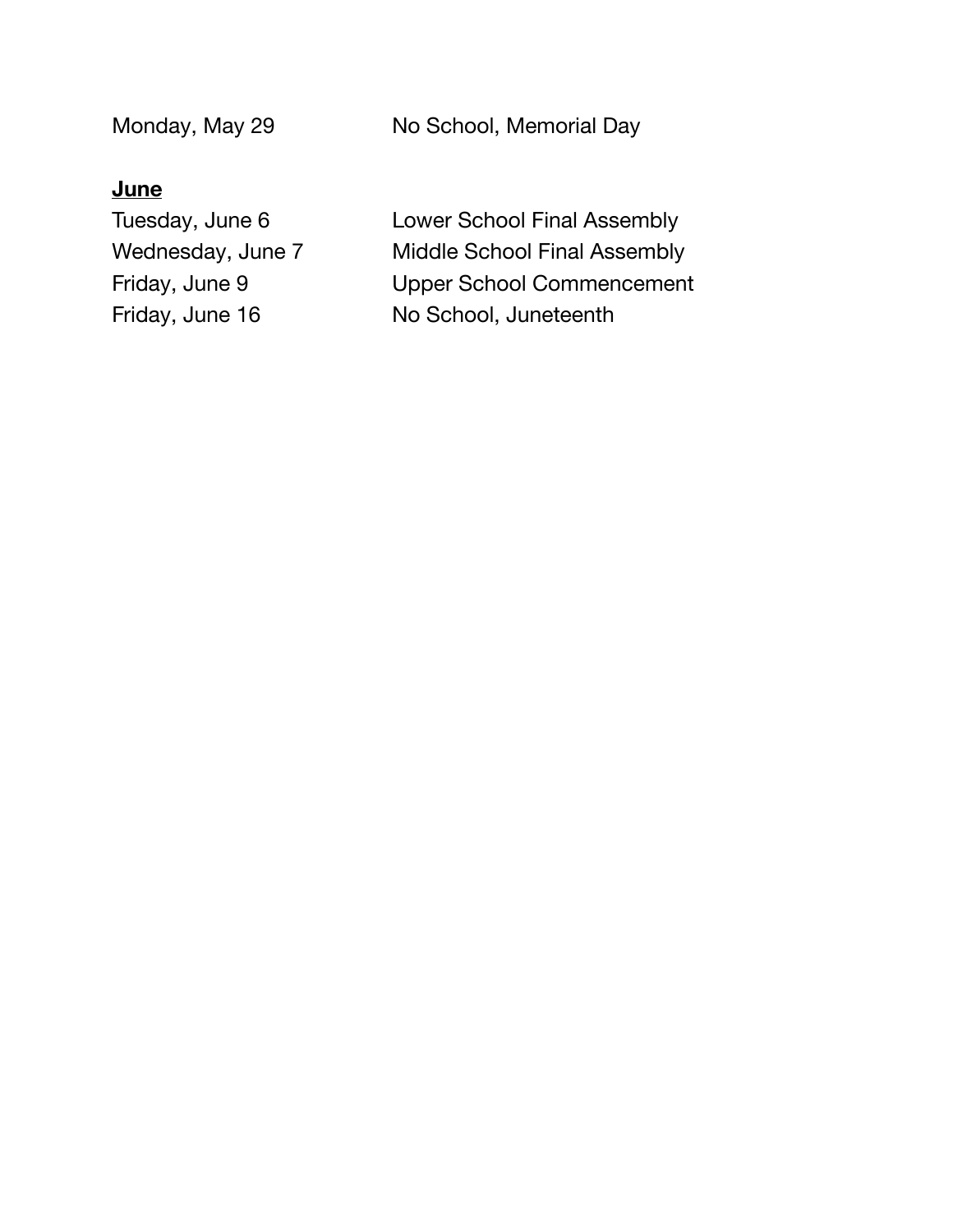| | |
|---|---|
| Monday, May 29 | No School, Memorial Day |

**<u>June</u>**

| | |
|---|---|
| Tuesday, June 6 | Lower School Final Assembly |
| Wednesday, June 7 | Middle School Final Assembly |
| Friday, June 9 | Upper School Commencement |
| Friday, June 16 | No School, Juneteenth |